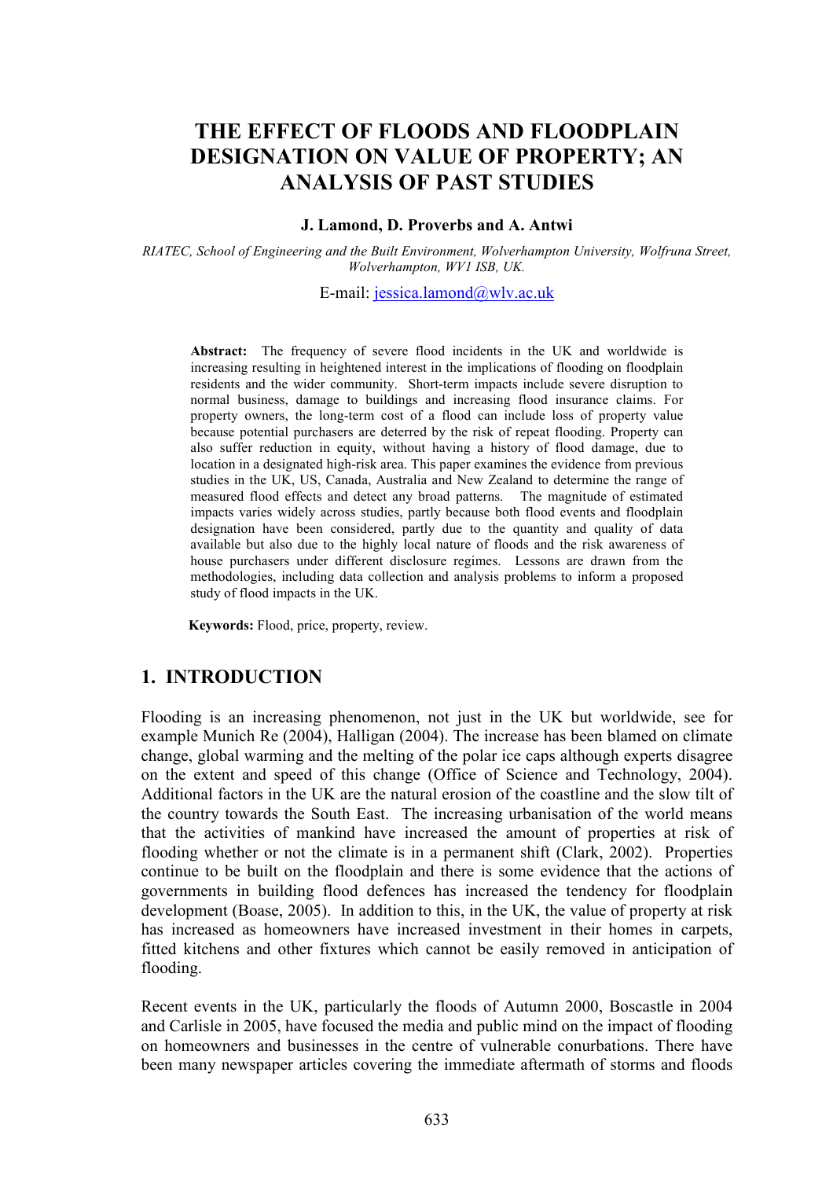# THE EFFECT OF FLOODS AND FLOODPLAIN DESIGNATION ON VALUE OF PROPERTY; AN ANALYSIS OF PAST STUDIES

**J. Lamond, D. Proverbs and A. Antwi**

*RIATEC, School of Engineering and the Built Environment, Wolverhampton University, Wolfruna Street, Wolverhampton, WV1 ISB, UK.*

E-mail: jessica.lamond@wlv.ac.uk

**Abstract:** The frequency of severe flood incidents in the UK and worldwide is increasing resulting in heightened interest in the implications of flooding on floodplain residents and the wider community. Short-term impacts include severe disruption to normal business, damage to buildings and increasing flood insurance claims. For property owners, the long-term cost of a flood can include loss of property value because potential purchasers are deterred by the risk of repeat flooding. Property can also suffer reduction in equity, without having a history of flood damage, due to location in a designated high-risk area. This paper examines the evidence from previous studies in the UK, US, Canada, Australia and New Zealand to determine the range of measured flood effects and detect any broad patterns. The magnitude of estimated impacts varies widely across studies, partly because both flood events and floodplain designation have been considered, partly due to the quantity and quality of data available but also due to the highly local nature of floods and the risk awareness of house purchasers under different disclosure regimes. Lessons are drawn from the methodologies, including data collection and analysis problems to inform a proposed study of flood impacts in the UK.

**Keywords:** Flood, price, property, review.

## 1. INTRODUCTION

Flooding is an increasing phenomenon, not just in the UK but worldwide, see for example Munich Re (2004), Halligan (2004). The increase has been blamed on climate change, global warming and the melting of the polar ice caps although experts disagree on the extent and speed of this change (Office of Science and Technology, 2004). Additional factors in the UK are the natural erosion of the coastline and the slow tilt of the country towards the South East. The increasing urbanisation of the world means that the activities of mankind have increased the amount of properties at risk of flooding whether or not the climate is in a permanent shift (Clark, 2002). Properties continue to be built on the floodplain and there is some evidence that the actions of governments in building flood defences has increased the tendency for floodplain development (Boase, 2005). In addition to this, in the UK, the value of property at risk has increased as homeowners have increased investment in their homes in carpets, fitted kitchens and other fixtures which cannot be easily removed in anticipation of flooding.

Recent events in the UK, particularly the floods of Autumn 2000, Boscastle in 2004 and Carlisle in 2005, have focused the media and public mind on the impact of flooding on homeowners and businesses in the centre of vulnerable conurbations. There have been many newspaper articles covering the immediate aftermath of storms and floods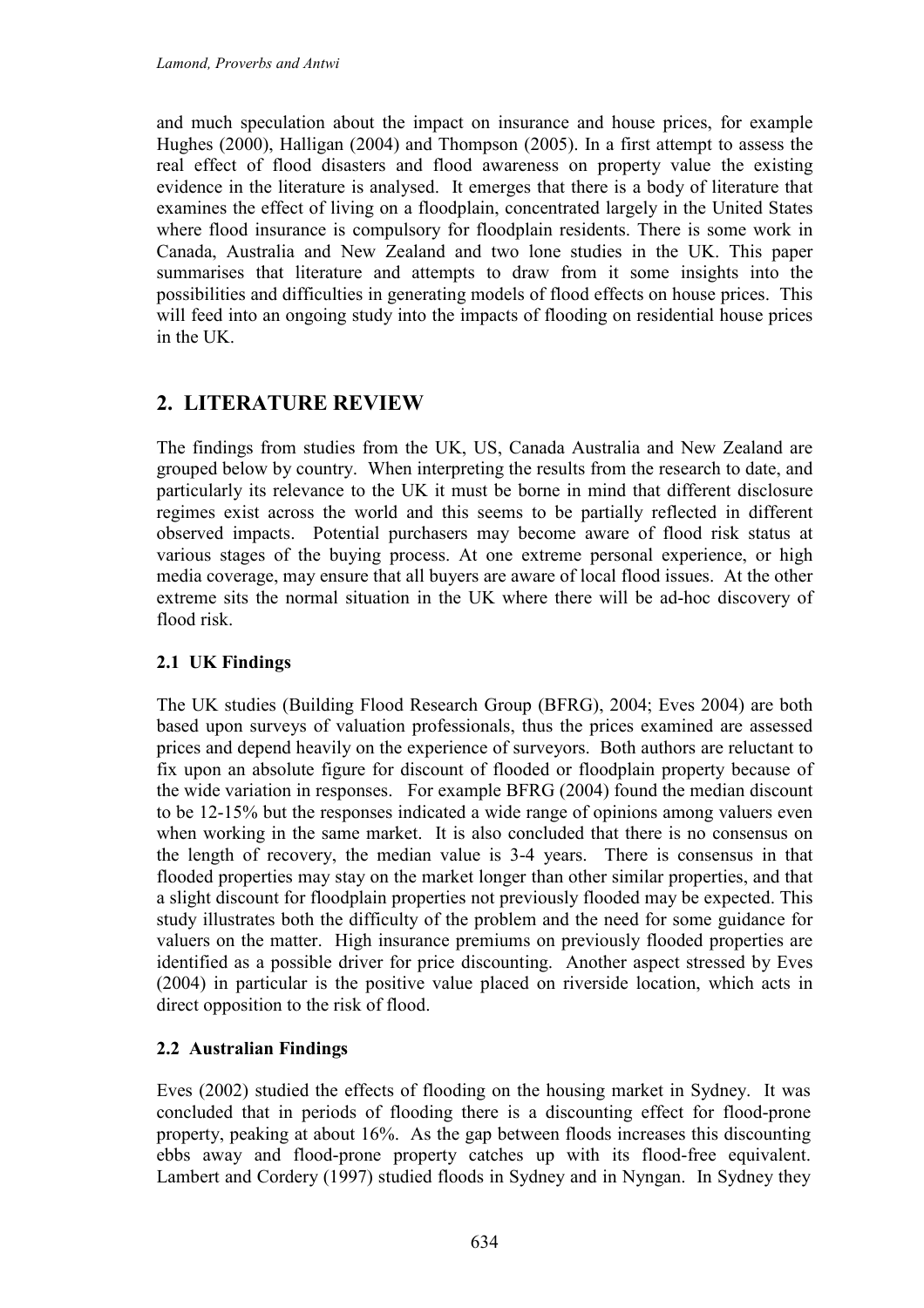and much speculation about the impact on insurance and house prices, for example Hughes (2000), Halligan (2004) and Thompson (2005). In a first attempt to assess the real effect of flood disasters and flood awareness on property value the existing evidence in the literature is analysed. It emerges that there is a body of literature that examines the effect of living on a floodplain, concentrated largely in the United States where flood insurance is compulsory for floodplain residents. There is some work in Canada, Australia and New Zealand and two lone studies in the UK. This paper summarises that literature and attempts to draw from it some insights into the possibilities and difficulties in generating models of flood effects on house prices. This will feed into an ongoing study into the impacts of flooding on residential house prices in the UK.

## 2. LITERATURE REVIEW

The findings from studies from the UK, US, Canada Australia and New Zealand are grouped below by country. When interpreting the results from the research to date, and particularly its relevance to the UK it must be borne in mind that different disclosure regimes exist across the world and this seems to be partially reflected in different observed impacts. Potential purchasers may become aware of flood risk status at various stages of the buying process. At one extreme personal experience, or high media coverage, may ensure that all buyers are aware of local flood issues. At the other extreme sits the normal situation in the UK where there will be ad-hoc discovery of flood risk.

### 2.1 UK Findings

The UK studies (Building Flood Research Group (BFRG), 2004; Eves 2004) are both based upon surveys of valuation professionals, thus the prices examined are assessed prices and depend heavily on the experience of surveyors. Both authors are reluctant to fix upon an absolute figure for discount of flooded or floodplain property because of the wide variation in responses. For example BFRG (2004) found the median discount to be 12-15% but the responses indicated a wide range of opinions among valuers even when working in the same market. It is also concluded that there is no consensus on the length of recovery, the median value is 3-4 years. There is consensus in that flooded properties may stay on the market longer than other similar properties, and that a slight discount for floodplain properties not previously flooded may be expected. This study illustrates both the difficulty of the problem and the need for some guidance for valuers on the matter. High insurance premiums on previously flooded properties are identified as a possible driver for price discounting. Another aspect stressed by Eves (2004) in particular is the positive value placed on riverside location, which acts in direct opposition to the risk of flood.

### 2.2 Australian Findings

Eves (2002) studied the effects of flooding on the housing market in Sydney. It was concluded that in periods of flooding there is a discounting effect for flood-prone property, peaking at about 16%. As the gap between floods increases this discounting ebbs away and flood-prone property catches up with its flood-free equivalent. Lambert and Cordery (1997) studied floods in Sydney and in Nyngan. In Sydney they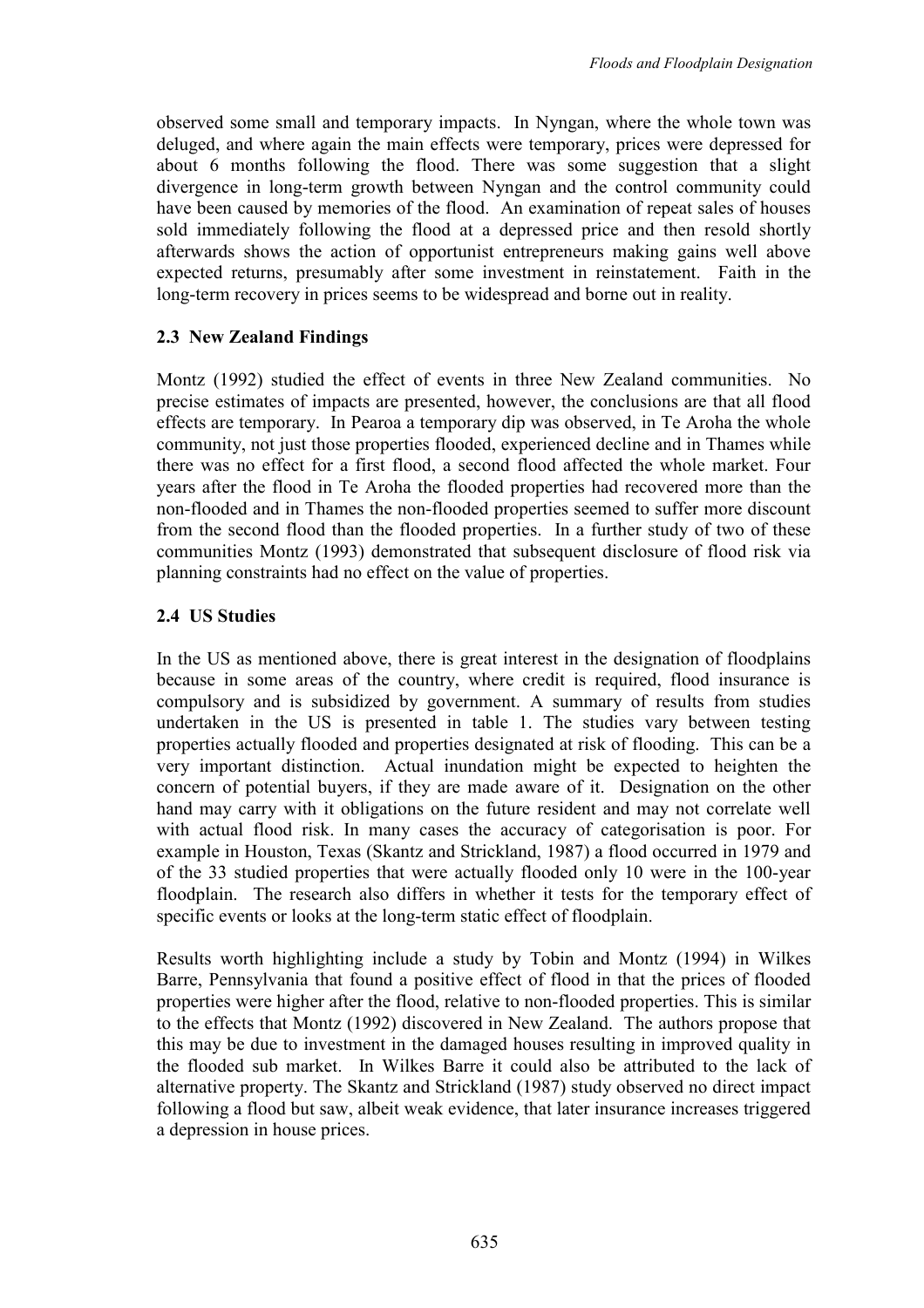observed some small and temporary impacts. In Nyngan, where the whole town was deluged, and where again the main effects were temporary, prices were depressed for about 6 months following the flood. There was some suggestion that a slight divergence in long-term growth between Nyngan and the control community could have been caused by memories of the flood. An examination of repeat sales of houses sold immediately following the flood at a depressed price and then resold shortly afterwards shows the action of opportunist entrepreneurs making gains well above expected returns, presumably after some investment in reinstatement. Faith in the long-term recovery in prices seems to be widespread and borne out in reality.

## 2.3 New Zealand Findings

Montz (1992) studied the effect of events in three New Zealand communities. No precise estimates of impacts are presented, however, the conclusions are that all flood effects are temporary. In Pearoa a temporary dip was observed, in Te Aroha the whole community, not just those properties flooded, experienced decline and in Thames while there was no effect for a first flood, a second flood affected the whole market. Four years after the flood in Te Aroha the flooded properties had recovered more than the non-flooded and in Thames the non-flooded properties seemed to suffer more discount from the second flood than the flooded properties. In a further study of two of these communities Montz (1993) demonstrated that subsequent disclosure of flood risk via planning constraints had no effect on the value of properties.

## 2.4 US Studies

In the US as mentioned above, there is great interest in the designation of floodplains because in some areas of the country, where credit is required, flood insurance is compulsory and is subsidized by government. A summary of results from studies undertaken in the US is presented in table 1. The studies vary between testing properties actually flooded and properties designated at risk of flooding. This can be a very important distinction. Actual inundation might be expected to heighten the concern of potential buyers, if they are made aware of it. Designation on the other hand may carry with it obligations on the future resident and may not correlate well with actual flood risk. In many cases the accuracy of categorisation is poor. For example in Houston, Texas (Skantz and Strickland, 1987) a flood occurred in 1979 and of the 33 studied properties that were actually flooded only 10 were in the 100-year floodplain. The research also differs in whether it tests for the temporary effect of specific events or looks at the long-term static effect of floodplain.

Results worth highlighting include a study by Tobin and Montz (1994) in Wilkes Barre, Pennsylvania that found a positive effect of flood in that the prices of flooded properties were higher after the flood, relative to non-flooded properties. This is similar to the effects that Montz (1992) discovered in New Zealand. The authors propose that this may be due to investment in the damaged houses resulting in improved quality in the flooded sub market. In Wilkes Barre it could also be attributed to the lack of alternative property. The Skantz and Strickland (1987) study observed no direct impact following a flood but saw, albeit weak evidence, that later insurance increases triggered a depression in house prices.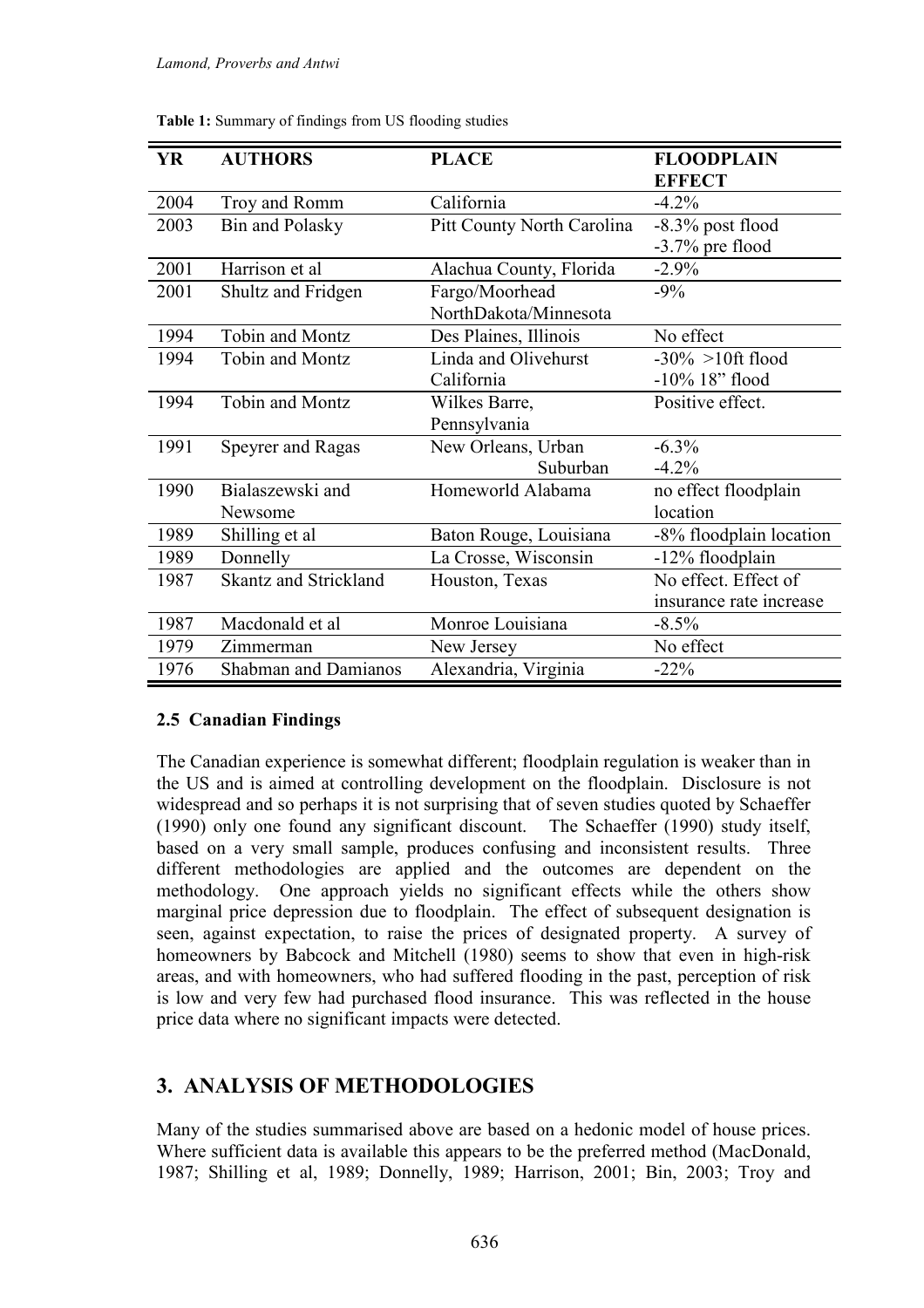**Table 1:** Summary of findings from US flooding studies

| YR | AUTHORS | PLACE | FLOODPLAIN EFFECT |
|---|---|---|---|
| 2004 | Troy and Romm | California | -4.2% |
| 2003 | Bin and Polasky | Pitt County North Carolina | -8.3% post flood<br>-3.7% pre flood |
| 2001 | Harrison et al | Alachua County, Florida | -2.9% |
| 2001 | Shultz and Fridgen | Fargo/Moorhead NorthDakota/Minnesota | -9% |
| 1994 | Tobin and Montz | Des Plaines, Illinois | No effect |
| 1994 | Tobin and Montz | Linda and Olivehurst California | -30% >10ft flood<br>-10% 18" flood |
| 1994 | Tobin and Montz | Wilkes Barre, Pennsylvania | Positive effect. |
| 1991 | Speyrer and Ragas | New Orleans, Urban<br>Suburban | -6.3%<br>-4.2% |
| 1990 | Bialaszewski and Newsome | Homeworld Alabama | no effect floodplain location |
| 1989 | Shilling et al | Baton Rouge, Louisiana | -8% floodplain location |
| 1989 | Donnelly | La Crosse, Wisconsin | -12% floodplain |
| 1987 | Skantz and Strickland | Houston, Texas | No effect. Effect of insurance rate increase |
| 1987 | Macdonald et al | Monroe Louisiana | -8.5% |
| 1979 | Zimmerman | New Jersey | No effect |
| 1976 | Shabman and Damianos | Alexandria, Virginia | -22% |

### 2.5 Canadian Findings

The Canadian experience is somewhat different; floodplain regulation is weaker than in the US and is aimed at controlling development on the floodplain. Disclosure is not widespread and so perhaps it is not surprising that of seven studies quoted by Schaeffer (1990) only one found any significant discount. The Schaeffer (1990) study itself, based on a very small sample, produces confusing and inconsistent results. Three different methodologies are applied and the outcomes are dependent on the methodology. One approach yields no significant effects while the others show marginal price depression due to floodplain. The effect of subsequent designation is seen, against expectation, to raise the prices of designated property. A survey of homeowners by Babcock and Mitchell (1980) seems to show that even in high-risk areas, and with homeowners, who had suffered flooding in the past, perception of risk is low and very few had purchased flood insurance. This was reflected in the house price data where no significant impacts were detected.

## 3. ANALYSIS OF METHODOLOGIES

Many of the studies summarised above are based on a hedonic model of house prices. Where sufficient data is available this appears to be the preferred method (MacDonald, 1987; Shilling et al, 1989; Donnelly, 1989; Harrison, 2001; Bin, 2003; Troy and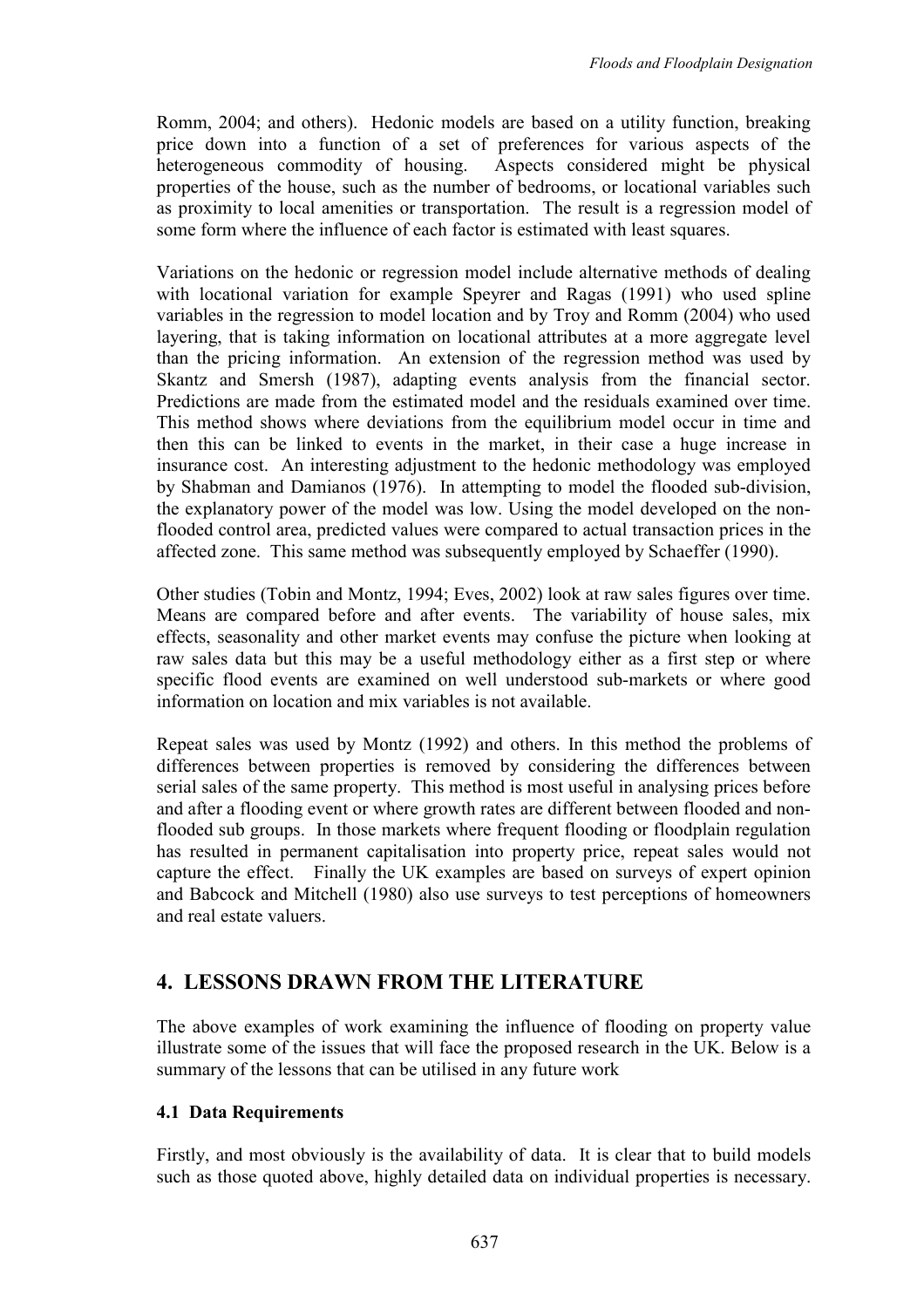Romm, 2004; and others). Hedonic models are based on a utility function, breaking price down into a function of a set of preferences for various aspects of the heterogeneous commodity of housing. Aspects considered might be physical properties of the house, such as the number of bedrooms, or locational variables such as proximity to local amenities or transportation. The result is a regression model of some form where the influence of each factor is estimated with least squares.

Variations on the hedonic or regression model include alternative methods of dealing with locational variation for example Speyrer and Ragas (1991) who used spline variables in the regression to model location and by Troy and Romm (2004) who used layering, that is taking information on locational attributes at a more aggregate level than the pricing information. An extension of the regression method was used by Skantz and Smersh (1987), adapting events analysis from the financial sector. Predictions are made from the estimated model and the residuals examined over time. This method shows where deviations from the equilibrium model occur in time and then this can be linked to events in the market, in their case a huge increase in insurance cost. An interesting adjustment to the hedonic methodology was employed by Shabman and Damianos (1976). In attempting to model the flooded sub-division, the explanatory power of the model was low. Using the model developed on the non-flooded control area, predicted values were compared to actual transaction prices in the affected zone. This same method was subsequently employed by Schaeffer (1990).

Other studies (Tobin and Montz, 1994; Eves, 2002) look at raw sales figures over time. Means are compared before and after events. The variability of house sales, mix effects, seasonality and other market events may confuse the picture when looking at raw sales data but this may be a useful methodology either as a first step or where specific flood events are examined on well understood sub-markets or where good information on location and mix variables is not available.

Repeat sales was used by Montz (1992) and others. In this method the problems of differences between properties is removed by considering the differences between serial sales of the same property. This method is most useful in analysing prices before and after a flooding event or where growth rates are different between flooded and non-flooded sub groups. In those markets where frequent flooding or floodplain regulation has resulted in permanent capitalisation into property price, repeat sales would not capture the effect. Finally the UK examples are based on surveys of expert opinion and Babcock and Mitchell (1980) also use surveys to test perceptions of homeowners and real estate valuers.

## 4. LESSONS DRAWN FROM THE LITERATURE

The above examples of work examining the influence of flooding on property value illustrate some of the issues that will face the proposed research in the UK. Below is a summary of the lessons that can be utilised in any future work

### 4.1 Data Requirements

Firstly, and most obviously is the availability of data. It is clear that to build models such as those quoted above, highly detailed data on individual properties is necessary.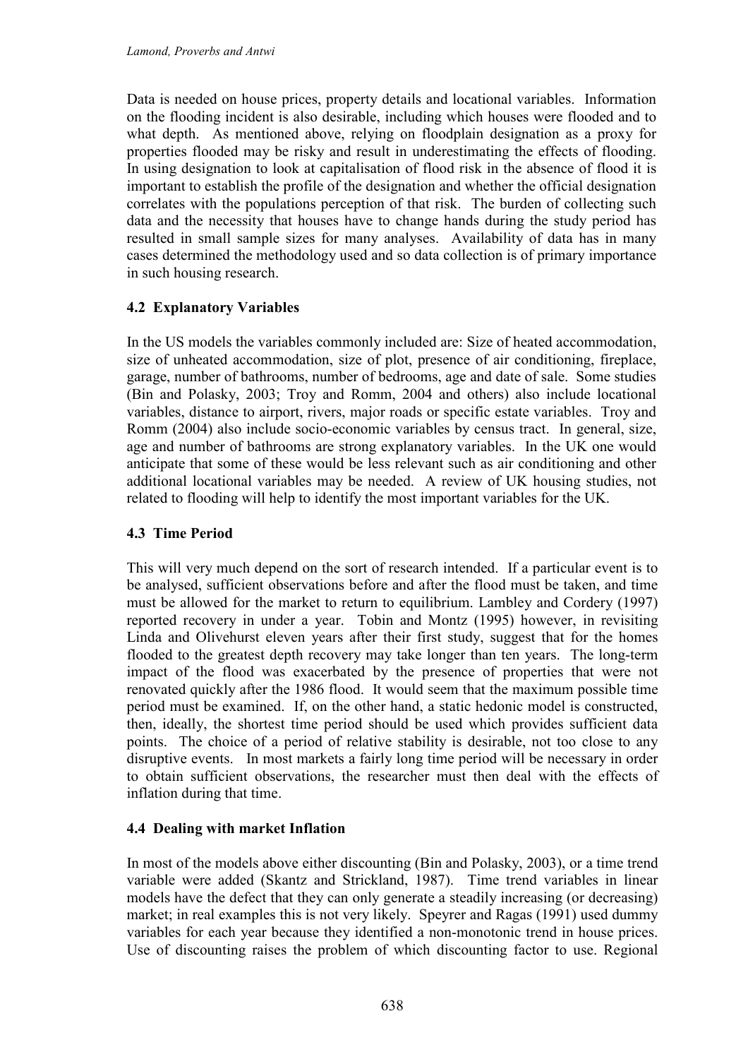Data is needed on house prices, property details and locational variables. Information on the flooding incident is also desirable, including which houses were flooded and to what depth. As mentioned above, relying on floodplain designation as a proxy for properties flooded may be risky and result in underestimating the effects of flooding. In using designation to look at capitalisation of flood risk in the absence of flood it is important to establish the profile of the designation and whether the official designation correlates with the populations perception of that risk. The burden of collecting such data and the necessity that houses have to change hands during the study period has resulted in small sample sizes for many analyses. Availability of data has in many cases determined the methodology used and so data collection is of primary importance in such housing research.

## 4.2 Explanatory Variables

In the US models the variables commonly included are: Size of heated accommodation, size of unheated accommodation, size of plot, presence of air conditioning, fireplace, garage, number of bathrooms, number of bedrooms, age and date of sale. Some studies (Bin and Polasky, 2003; Troy and Romm, 2004 and others) also include locational variables, distance to airport, rivers, major roads or specific estate variables. Troy and Romm (2004) also include socio-economic variables by census tract. In general, size, age and number of bathrooms are strong explanatory variables. In the UK one would anticipate that some of these would be less relevant such as air conditioning and other additional locational variables may be needed. A review of UK housing studies, not related to flooding will help to identify the most important variables for the UK.

## 4.3 Time Period

This will very much depend on the sort of research intended. If a particular event is to be analysed, sufficient observations before and after the flood must be taken, and time must be allowed for the market to return to equilibrium. Lambley and Cordery (1997) reported recovery in under a year. Tobin and Montz (1995) however, in revisiting Linda and Olivehurst eleven years after their first study, suggest that for the homes flooded to the greatest depth recovery may take longer than ten years. The long-term impact of the flood was exacerbated by the presence of properties that were not renovated quickly after the 1986 flood. It would seem that the maximum possible time period must be examined. If, on the other hand, a static hedonic model is constructed, then, ideally, the shortest time period should be used which provides sufficient data points. The choice of a period of relative stability is desirable, not too close to any disruptive events. In most markets a fairly long time period will be necessary in order to obtain sufficient observations, the researcher must then deal with the effects of inflation during that time.

## 4.4 Dealing with market Inflation

In most of the models above either discounting (Bin and Polasky, 2003), or a time trend variable were added (Skantz and Strickland, 1987). Time trend variables in linear models have the defect that they can only generate a steadily increasing (or decreasing) market; in real examples this is not very likely. Speyrer and Ragas (1991) used dummy variables for each year because they identified a non-monotonic trend in house prices. Use of discounting raises the problem of which discounting factor to use. Regional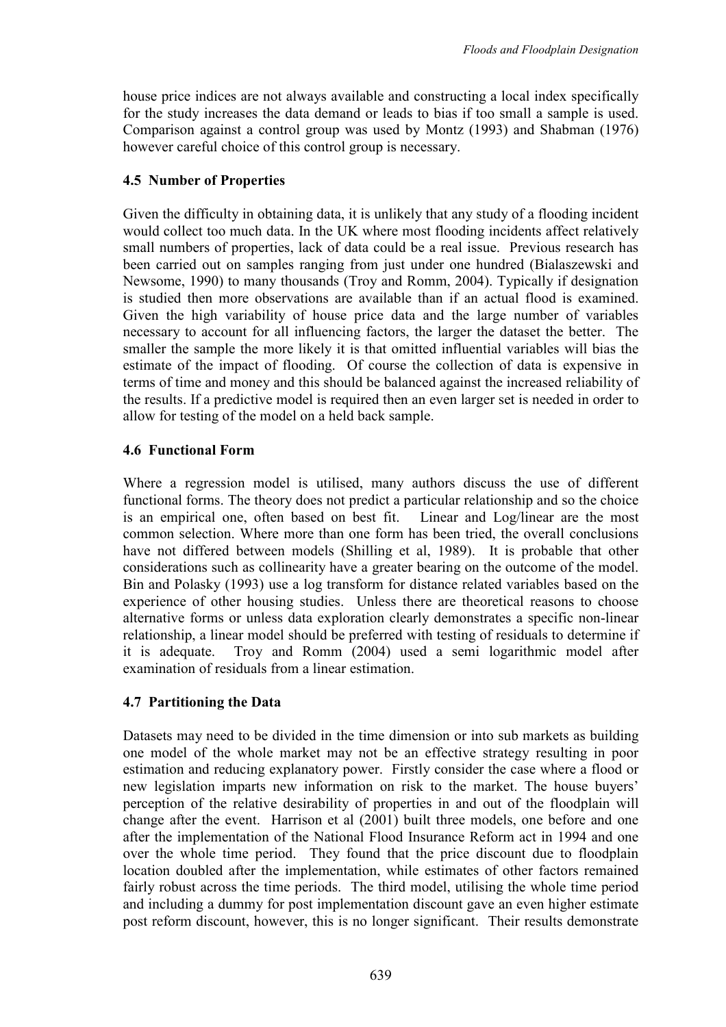house price indices are not always available and constructing a local index specifically for the study increases the data demand or leads to bias if too small a sample is used. Comparison against a control group was used by Montz (1993) and Shabman (1976) however careful choice of this control group is necessary.

### 4.5 Number of Properties

Given the difficulty in obtaining data, it is unlikely that any study of a flooding incident would collect too much data. In the UK where most flooding incidents affect relatively small numbers of properties, lack of data could be a real issue. Previous research has been carried out on samples ranging from just under one hundred (Bialaszewski and Newsome, 1990) to many thousands (Troy and Romm, 2004). Typically if designation is studied then more observations are available than if an actual flood is examined. Given the high variability of house price data and the large number of variables necessary to account for all influencing factors, the larger the dataset the better. The smaller the sample the more likely it is that omitted influential variables will bias the estimate of the impact of flooding. Of course the collection of data is expensive in terms of time and money and this should be balanced against the increased reliability of the results. If a predictive model is required then an even larger set is needed in order to allow for testing of the model on a held back sample.

### 4.6 Functional Form

Where a regression model is utilised, many authors discuss the use of different functional forms. The theory does not predict a particular relationship and so the choice is an empirical one, often based on best fit. Linear and Log/linear are the most common selection. Where more than one form has been tried, the overall conclusions have not differed between models (Shilling et al, 1989). It is probable that other considerations such as collinearity have a greater bearing on the outcome of the model. Bin and Polasky (1993) use a log transform for distance related variables based on the experience of other housing studies. Unless there are theoretical reasons to choose alternative forms or unless data exploration clearly demonstrates a specific non-linear relationship, a linear model should be preferred with testing of residuals to determine if it is adequate. Troy and Romm (2004) used a semi logarithmic model after examination of residuals from a linear estimation.

### 4.7 Partitioning the Data

Datasets may need to be divided in the time dimension or into sub markets as building one model of the whole market may not be an effective strategy resulting in poor estimation and reducing explanatory power. Firstly consider the case where a flood or new legislation imparts new information on risk to the market. The house buyers' perception of the relative desirability of properties in and out of the floodplain will change after the event. Harrison et al (2001) built three models, one before and one after the implementation of the National Flood Insurance Reform act in 1994 and one over the whole time period. They found that the price discount due to floodplain location doubled after the implementation, while estimates of other factors remained fairly robust across the time periods. The third model, utilising the whole time period and including a dummy for post implementation discount gave an even higher estimate post reform discount, however, this is no longer significant. Their results demonstrate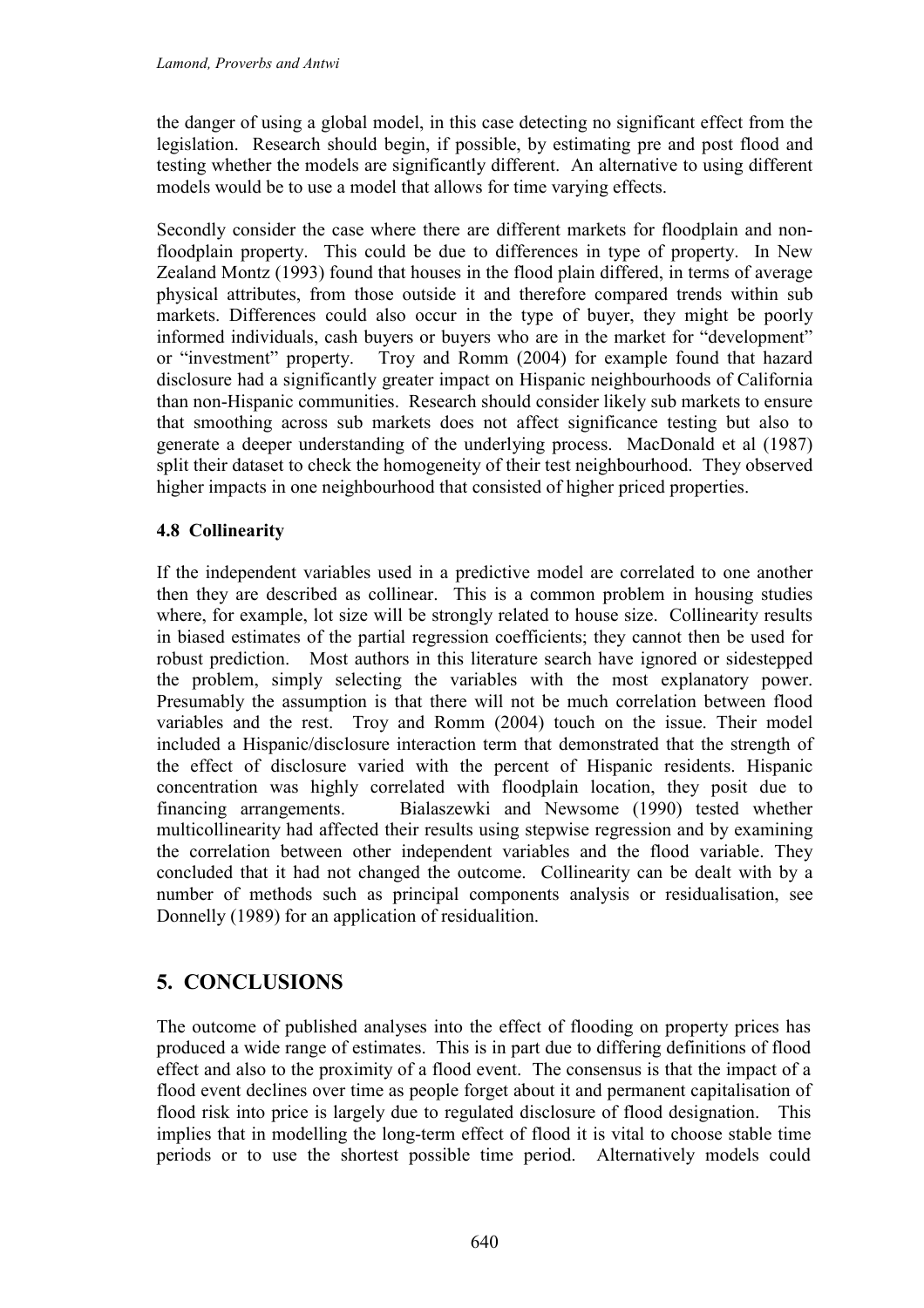the danger of using a global model, in this case detecting no significant effect from the legislation. Research should begin, if possible, by estimating pre and post flood and testing whether the models are significantly different. An alternative to using different models would be to use a model that allows for time varying effects.

Secondly consider the case where there are different markets for floodplain and non-floodplain property. This could be due to differences in type of property. In New Zealand Montz (1993) found that houses in the flood plain differed, in terms of average physical attributes, from those outside it and therefore compared trends within sub markets. Differences could also occur in the type of buyer, they might be poorly informed individuals, cash buyers or buyers who are in the market for "development" or "investment" property. Troy and Romm (2004) for example found that hazard disclosure had a significantly greater impact on Hispanic neighbourhoods of California than non-Hispanic communities. Research should consider likely sub markets to ensure that smoothing across sub markets does not affect significance testing but also to generate a deeper understanding of the underlying process. MacDonald et al (1987) split their dataset to check the homogeneity of their test neighbourhood. They observed higher impacts in one neighbourhood that consisted of higher priced properties.

### 4.8 Collinearity

If the independent variables used in a predictive model are correlated to one another then they are described as collinear. This is a common problem in housing studies where, for example, lot size will be strongly related to house size. Collinearity results in biased estimates of the partial regression coefficients; they cannot then be used for robust prediction. Most authors in this literature search have ignored or sidestepped the problem, simply selecting the variables with the most explanatory power. Presumably the assumption is that there will not be much correlation between flood variables and the rest. Troy and Romm (2004) touch on the issue. Their model included a Hispanic/disclosure interaction term that demonstrated that the strength of the effect of disclosure varied with the percent of Hispanic residents. Hispanic concentration was highly correlated with floodplain location, they posit due to financing arrangements. Bialaszewki and Newsome (1990) tested whether multicollinearity had affected their results using stepwise regression and by examining the correlation between other independent variables and the flood variable. They concluded that it had not changed the outcome. Collinearity can be dealt with by a number of methods such as principal components analysis or residualisation, see Donnelly (1989) for an application of residualition.

## 5. CONCLUSIONS

The outcome of published analyses into the effect of flooding on property prices has produced a wide range of estimates. This is in part due to differing definitions of flood effect and also to the proximity of a flood event. The consensus is that the impact of a flood event declines over time as people forget about it and permanent capitalisation of flood risk into price is largely due to regulated disclosure of flood designation. This implies that in modelling the long-term effect of flood it is vital to choose stable time periods or to use the shortest possible time period. Alternatively models could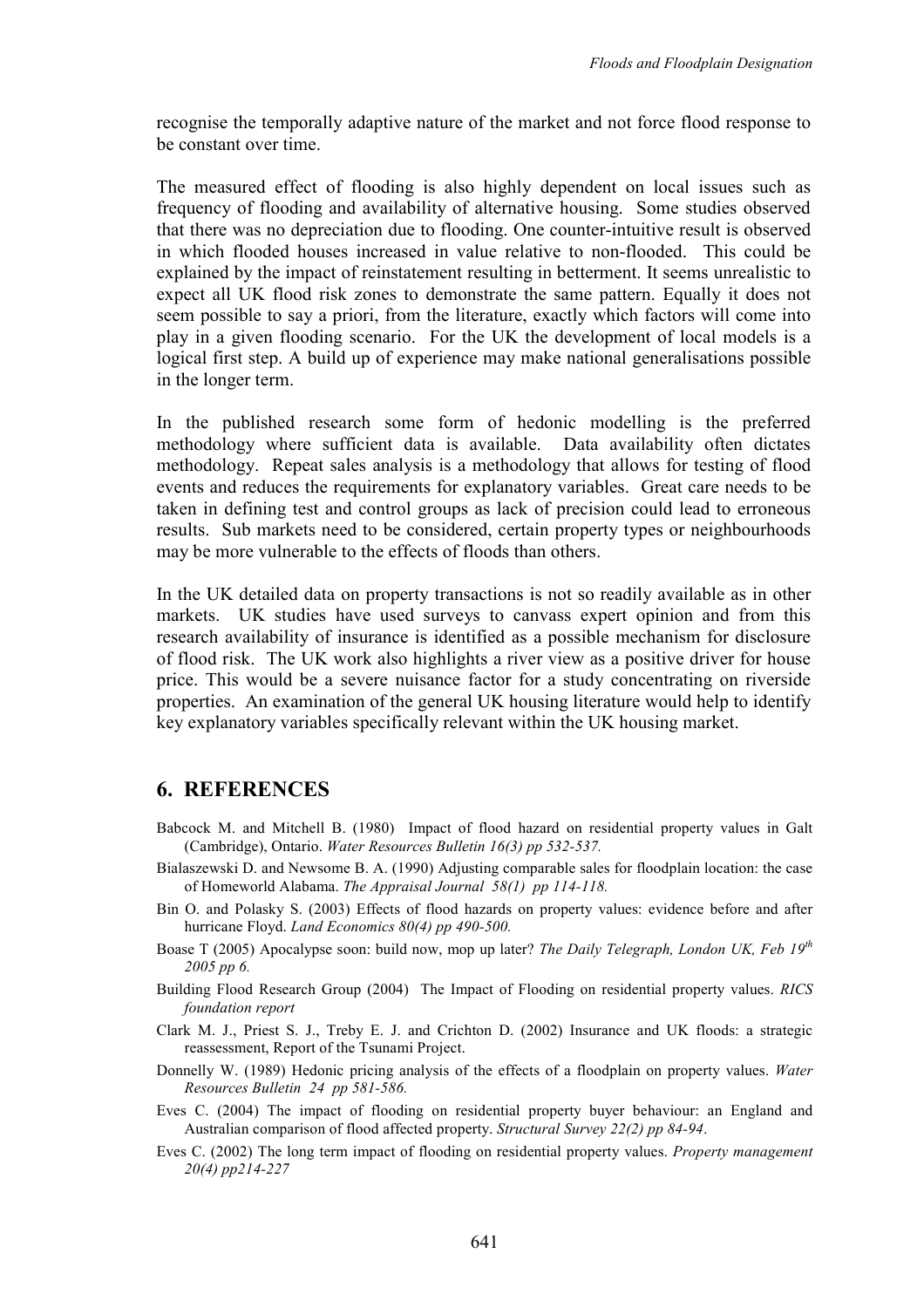recognise the temporally adaptive nature of the market and not force flood response to be constant over time.

The measured effect of flooding is also highly dependent on local issues such as frequency of flooding and availability of alternative housing. Some studies observed that there was no depreciation due to flooding. One counter-intuitive result is observed in which flooded houses increased in value relative to non-flooded. This could be explained by the impact of reinstatement resulting in betterment. It seems unrealistic to expect all UK flood risk zones to demonstrate the same pattern. Equally it does not seem possible to say a priori, from the literature, exactly which factors will come into play in a given flooding scenario. For the UK the development of local models is a logical first step. A build up of experience may make national generalisations possible in the longer term.

In the published research some form of hedonic modelling is the preferred methodology where sufficient data is available. Data availability often dictates methodology. Repeat sales analysis is a methodology that allows for testing of flood events and reduces the requirements for explanatory variables. Great care needs to be taken in defining test and control groups as lack of precision could lead to erroneous results. Sub markets need to be considered, certain property types or neighbourhoods may be more vulnerable to the effects of floods than others.

In the UK detailed data on property transactions is not so readily available as in other markets. UK studies have used surveys to canvass expert opinion and from this research availability of insurance is identified as a possible mechanism for disclosure of flood risk. The UK work also highlights a river view as a positive driver for house price. This would be a severe nuisance factor for a study concentrating on riverside properties. An examination of the general UK housing literature would help to identify key explanatory variables specifically relevant within the UK housing market.

## 6. REFERENCES

Babcock M. and Mitchell B. (1980) Impact of flood hazard on residential property values in Galt (Cambridge), Ontario. *Water Resources Bulletin 16(3) pp 532-537.*

Bialaszewski D. and Newsome B. A. (1990) Adjusting comparable sales for floodplain location: the case of Homeworld Alabama. *The Appraisal Journal 58(1) pp 114-118.*

Bin O. and Polasky S. (2003) Effects of flood hazards on property values: evidence before and after hurricane Floyd. *Land Economics 80(4) pp 490-500.*

Boase T (2005) Apocalypse soon: build now, mop up later? *The Daily Telegraph, London UK, Feb 19th 2005 pp 6.*

Building Flood Research Group (2004) The Impact of Flooding on residential property values. *RICS foundation report*

Clark M. J., Priest S. J., Treby E. J. and Crichton D. (2002) Insurance and UK floods: a strategic reassessment, Report of the Tsunami Project.

Donnelly W. (1989) Hedonic pricing analysis of the effects of a floodplain on property values. *Water Resources Bulletin 24 pp 581-586.*

Eves C. (2004) The impact of flooding on residential property buyer behaviour: an England and Australian comparison of flood affected property. *Structural Survey 22(2) pp 84-94*.

Eves C. (2002) The long term impact of flooding on residential property values. *Property management 20(4) pp214-227*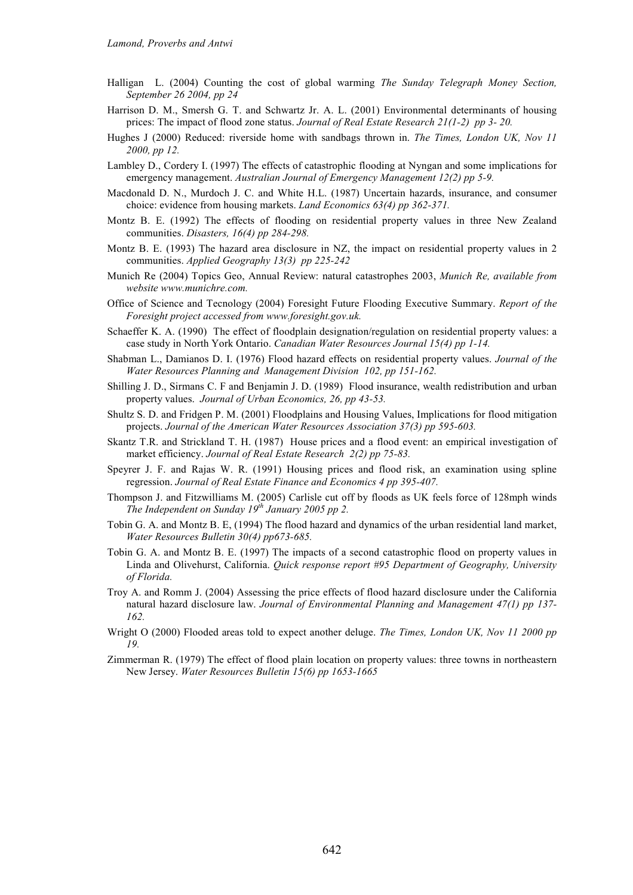Halligan L. (2004) Counting the cost of global warming *The Sunday Telegraph Money Section, September 26 2004, pp 24*

Harrison D. M., Smersh G. T. and Schwartz Jr. A. L. (2001) Environmental determinants of housing prices: The impact of flood zone status. *Journal of Real Estate Research 21(1-2) pp 3- 20.*

Hughes J (2000) Reduced: riverside home with sandbags thrown in. *The Times, London UK, Nov 11 2000, pp 12.*

Lambley D., Cordery I. (1997) The effects of catastrophic flooding at Nyngan and some implications for emergency management. *Australian Journal of Emergency Management 12(2) pp 5-9.*

Macdonald D. N., Murdoch J. C. and White H.L. (1987) Uncertain hazards, insurance, and consumer choice: evidence from housing markets. *Land Economics 63(4) pp 362-371.*

Montz B. E. (1992) The effects of flooding on residential property values in three New Zealand communities. *Disasters, 16(4) pp 284-298.*

Montz B. E. (1993) The hazard area disclosure in NZ, the impact on residential property values in 2 communities. *Applied Geography 13(3) pp 225-242*

Munich Re (2004) Topics Geo, Annual Review: natural catastrophes 2003, *Munich Re, available from website www.munichre.com.*

Office of Science and Tecnology (2004) Foresight Future Flooding Executive Summary. *Report of the Foresight project accessed from www.foresight.gov.uk.*

Schaeffer K. A. (1990) The effect of floodplain designation/regulation on residential property values: a case study in North York Ontario. *Canadian Water Resources Journal 15(4) pp 1-14.*

Shabman L., Damianos D. I. (1976) Flood hazard effects on residential property values. *Journal of the Water Resources Planning and Management Division 102, pp 151-162.*

Shilling J. D., Sirmans C. F and Benjamin J. D. (1989) Flood insurance, wealth redistribution and urban property values. *Journal of Urban Economics, 26, pp 43-53.*

Shultz S. D. and Fridgen P. M. (2001) Floodplains and Housing Values, Implications for flood mitigation projects. *Journal of the American Water Resources Association 37(3) pp 595-603.*

Skantz T.R. and Strickland T. H. (1987) House prices and a flood event: an empirical investigation of market efficiency. *Journal of Real Estate Research 2(2) pp 75-83.*

Speyrer J. F. and Rajas W. R. (1991) Housing prices and flood risk, an examination using spline regression. *Journal of Real Estate Finance and Economics 4 pp 395-407.*

Thompson J. and Fitzwilliams M. (2005) Carlisle cut off by floods as UK feels force of 128mph winds *The Independent on Sunday 19th January 2005 pp 2.*

Tobin G. A. and Montz B. E, (1994) The flood hazard and dynamics of the urban residential land market, *Water Resources Bulletin 30(4) pp673-685.*

Tobin G. A. and Montz B. E. (1997) The impacts of a second catastrophic flood on property values in Linda and Olivehurst, California. *Quick response report #95 Department of Geography, University of Florida.*

Troy A. and Romm J. (2004) Assessing the price effects of flood hazard disclosure under the California natural hazard disclosure law. *Journal of Environmental Planning and Management 47(1) pp 137-162.*

Wright O (2000) Flooded areas told to expect another deluge. *The Times, London UK, Nov 11 2000 pp 19.*

Zimmerman R. (1979) The effect of flood plain location on property values: three towns in northeastern New Jersey. *Water Resources Bulletin 15(6) pp 1653-1665*